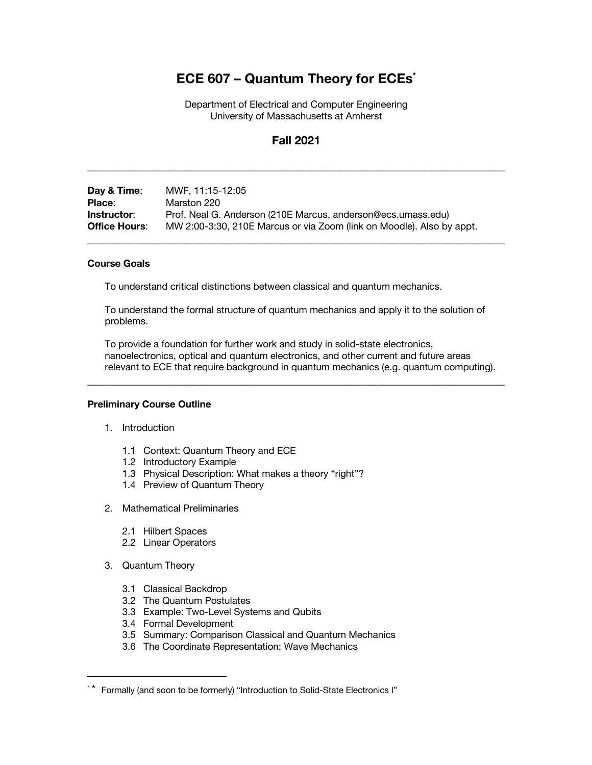# ECE 607 – Quantum Theory for ECEs*

Department of Electrical and Computer Engineering
University of Massachusetts at Amherst

## Fall 2021

---

| | |
|---|---|
| **Day & Time**: | MWF, 11:15-12:05 |
| **Place**: | Marston 220 |
| **Instructor**: | Prof. Neal G. Anderson (210E Marcus, anderson@ecs.umass.edu) |
| **Office Hours**: | MW 2:00-3:30, 210E Marcus or via Zoom (link on Moodle). Also by appt. |

---

**Course Goals**

To understand critical distinctions between classical and quantum mechanics.

To understand the formal structure of quantum mechanics and apply it to the solution of problems.

To provide a foundation for further work and study in solid-state electronics, nanoelectronics, optical and quantum electronics, and other current and future areas relevant to ECE that require background in quantum mechanics (e.g. quantum computing).

---

**Preliminary Course Outline**

1. Introduction
   - 1.1 Context: Quantum Theory and ECE
   - 1.2 Introductory Example
   - 1.3 Physical Description: What makes a theory "right"?
   - 1.4 Preview of Quantum Theory

2. Mathematical Preliminaries
   - 2.1 Hilbert Spaces
   - 2.2 Linear Operators

3. Quantum Theory
   - 3.1 Classical Backdrop
   - 3.2 The Quantum Postulates
   - 3.3 Example: Two-Level Systems and Qubits
   - 3.4 Formal Development
   - 3.5 Summary: Comparison Classical and Quantum Mechanics
   - 3.6 The Coordinate Representation: Wave Mechanics

---

\* Formally (and soon to be formerly) "Introduction to Solid-State Electronics I"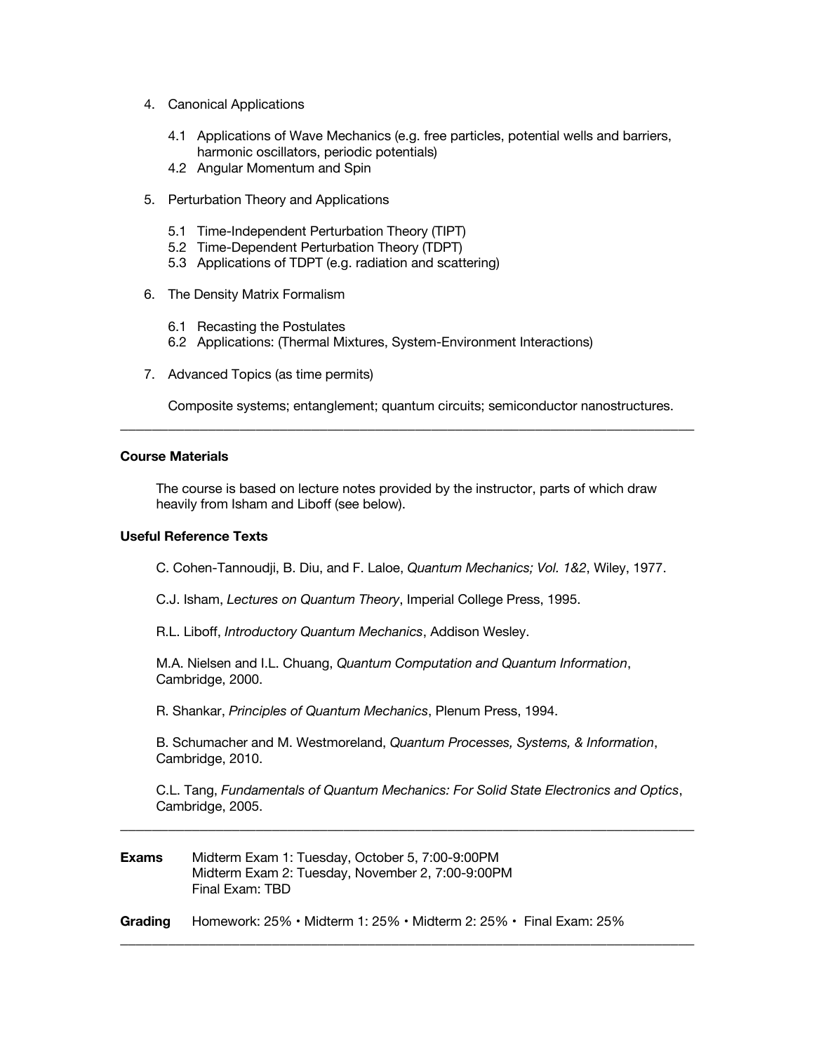4. Canonical Applications

    4.1 Applications of Wave Mechanics (e.g. free particles, potential wells and barriers, harmonic oscillators, periodic potentials)
    4.2 Angular Momentum and Spin

5. Perturbation Theory and Applications

    5.1 Time-Independent Perturbation Theory (TIPT)
    5.2 Time-Dependent Perturbation Theory (TDPT)
    5.3 Applications of TDPT (e.g. radiation and scattering)

6. The Density Matrix Formalism

    6.1 Recasting the Postulates
    6.2 Applications: (Thermal Mixtures, System-Environment Interactions)

7. Advanced Topics (as time permits)

    Composite systems; entanglement; quantum circuits; semiconductor nanostructures.

---

**Course Materials**

The course is based on lecture notes provided by the instructor, parts of which draw heavily from Isham and Liboff (see below).

**Useful Reference Texts**

C. Cohen-Tannoudji, B. Diu, and F. Laloe, *Quantum Mechanics; Vol. 1&2*, Wiley, 1977.

C.J. Isham, *Lectures on Quantum Theory*, Imperial College Press, 1995.

R.L. Liboff, *Introductory Quantum Mechanics*, Addison Wesley.

M.A. Nielsen and I.L. Chuang, *Quantum Computation and Quantum Information*, Cambridge, 2000.

R. Shankar, *Principles of Quantum Mechanics*, Plenum Press, 1994.

B. Schumacher and M. Westmoreland, *Quantum Processes, Systems, & Information*, Cambridge, 2010.

C.L. Tang, *Fundamentals of Quantum Mechanics: For Solid State Electronics and Optics*, Cambridge, 2005.

---

**Exams** Midterm Exam 1: Tuesday, October 5, 7:00-9:00PM
Midterm Exam 2: Tuesday, November 2, 7:00-9:00PM
Final Exam: TBD

**Grading** Homework: 25% • Midterm 1: 25% • Midterm 2: 25% • Final Exam: 25%

---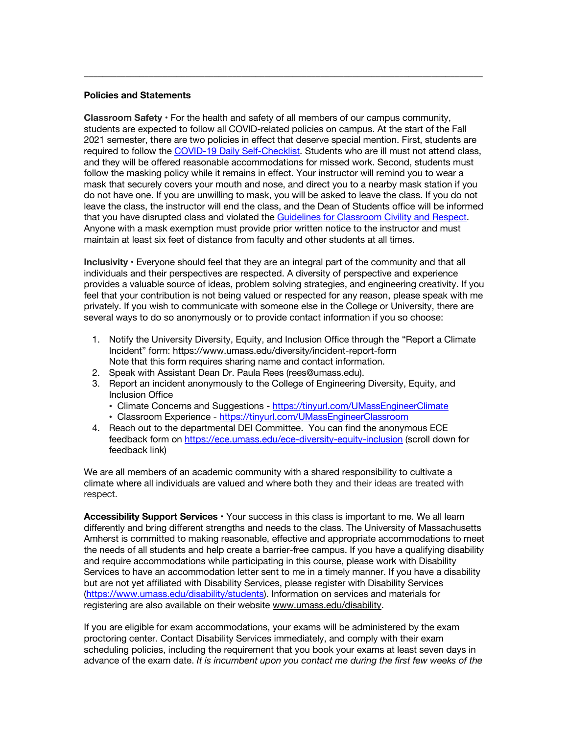---

**Policies and Statements**

**Classroom Safety** • For the health and safety of all members of our campus community, students are expected to follow all COVID-related policies on campus. At the start of the Fall 2021 semester, there are two policies in effect that deserve special mention. First, students are required to follow the [COVID-19 Daily Self-Checklist](). Students who are ill must not attend class, and they will be offered reasonable accommodations for missed work. Second, students must follow the masking policy while it remains in effect. Your instructor will remind you to wear a mask that securely covers your mouth and nose, and direct you to a nearby mask station if you do not have one. If you are unwilling to mask, you will be asked to leave the class. If you do not leave the class, the instructor will end the class, and the Dean of Students office will be informed that you have disrupted class and violated the [Guidelines for Classroom Civility and Respect](). Anyone with a mask exemption must provide prior written notice to the instructor and must maintain at least six feet of distance from faculty and other students at all times.

**Inclusivity** • Everyone should feel that they are an integral part of the community and that all individuals and their perspectives are respected. A diversity of perspective and experience provides a valuable source of ideas, problem solving strategies, and engineering creativity. If you feel that your contribution is not being valued or respected for any reason, please speak with me privately. If you wish to communicate with someone else in the College or University, there are several ways to do so anonymously or to provide contact information if you so choose:

1. Notify the University Diversity, Equity, and Inclusion Office through the "Report a Climate Incident" form: https://www.umass.edu/diversity/incident-report-form
   Note that this form requires sharing name and contact information.
2. Speak with Assistant Dean Dr. Paula Rees (rees@umass.edu).
3. Report an incident anonymously to the College of Engineering Diversity, Equity, and Inclusion Office
   • Climate Concerns and Suggestions - https://tinyurl.com/UMassEngineerClimate
   • Classroom Experience - https://tinyurl.com/UMassEngineerClassroom
4. Reach out to the departmental DEI Committee. You can find the anonymous ECE feedback form on https://ece.umass.edu/ece-diversity-equity-inclusion (scroll down for feedback link)

We are all members of an academic community with a shared responsibility to cultivate a climate where all individuals are valued and where both they and their ideas are treated with respect.

**Accessibility Support Services** • Your success in this class is important to me. We all learn differently and bring different strengths and needs to the class. The University of Massachusetts Amherst is committed to making reasonable, effective and appropriate accommodations to meet the needs of all students and help create a barrier-free campus. If you have a qualifying disability and require accommodations while participating in this course, please work with Disability Services to have an accommodation letter sent to me in a timely manner. If you have a disability but are not yet affiliated with Disability Services, please register with Disability Services (https://www.umass.edu/disability/students). Information on services and materials for registering are also available on their website www.umass.edu/disability.

If you are eligible for exam accommodations, your exams will be administered by the exam proctoring center. Contact Disability Services immediately, and comply with their exam scheduling policies, including the requirement that you book your exams at least seven days in advance of the exam date. *It is incumbent upon you contact me during the first few weeks of the*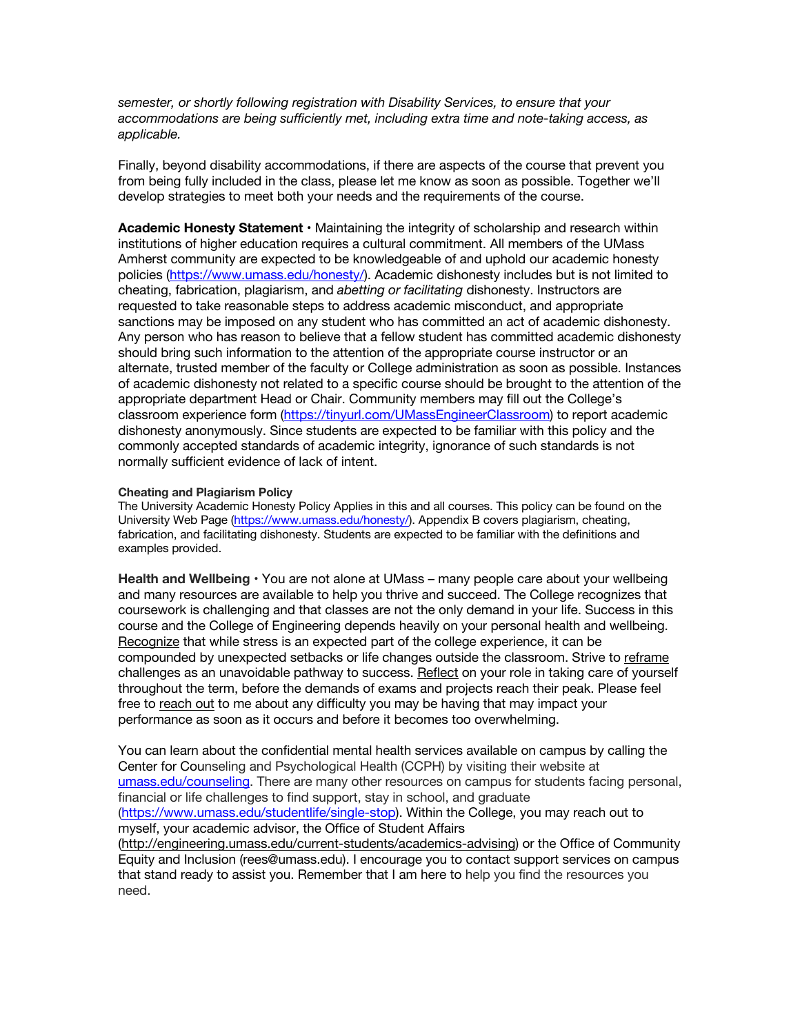*semester, or shortly following registration with Disability Services, to ensure that your accommodations are being sufficiently met, including extra time and note-taking access, as applicable.*

Finally, beyond disability accommodations, if there are aspects of the course that prevent you from being fully included in the class, please let me know as soon as possible. Together we'll develop strategies to meet both your needs and the requirements of the course.

**Academic Honesty Statement** • Maintaining the integrity of scholarship and research within institutions of higher education requires a cultural commitment. All members of the UMass Amherst community are expected to be knowledgeable of and uphold our academic honesty policies (https://www.umass.edu/honesty/). Academic dishonesty includes but is not limited to cheating, fabrication, plagiarism, and *abetting or facilitating* dishonesty. Instructors are requested to take reasonable steps to address academic misconduct, and appropriate sanctions may be imposed on any student who has committed an act of academic dishonesty. Any person who has reason to believe that a fellow student has committed academic dishonesty should bring such information to the attention of the appropriate course instructor or an alternate, trusted member of the faculty or College administration as soon as possible. Instances of academic dishonesty not related to a specific course should be brought to the attention of the appropriate department Head or Chair. Community members may fill out the College's classroom experience form (https://tinyurl.com/UMassEngineerClassroom) to report academic dishonesty anonymously. Since students are expected to be familiar with this policy and the commonly accepted standards of academic integrity, ignorance of such standards is not normally sufficient evidence of lack of intent.

**Cheating and Plagiarism Policy**

The University Academic Honesty Policy Applies in this and all courses. This policy can be found on the University Web Page (https://www.umass.edu/honesty/). Appendix B covers plagiarism, cheating, fabrication, and facilitating dishonesty. Students are expected to be familiar with the definitions and examples provided.

**Health and Wellbeing** • You are not alone at UMass – many people care about your wellbeing and many resources are available to help you thrive and succeed. The College recognizes that coursework is challenging and that classes are not the only demand in your life. Success in this course and the College of Engineering depends heavily on your personal health and wellbeing. Recognize that while stress is an expected part of the college experience, it can be compounded by unexpected setbacks or life changes outside the classroom. Strive to reframe challenges as an unavoidable pathway to success. Reflect on your role in taking care of yourself throughout the term, before the demands of exams and projects reach their peak. Please feel free to reach out to me about any difficulty you may be having that may impact your performance as soon as it occurs and before it becomes too overwhelming.

You can learn about the confidential mental health services available on campus by calling the Center for Counseling and Psychological Health (CCPH) by visiting their website at umass.edu/counseling. There are many other resources on campus for students facing personal, financial or life challenges to find support, stay in school, and graduate (https://www.umass.edu/studentlife/single-stop). Within the College, you may reach out to myself, your academic advisor, the Office of Student Affairs (http://engineering.umass.edu/current-students/academics-advising) or the Office of Community Equity and Inclusion (rees@umass.edu). I encourage you to contact support services on campus that stand ready to assist you. Remember that I am here to help you find the resources you need.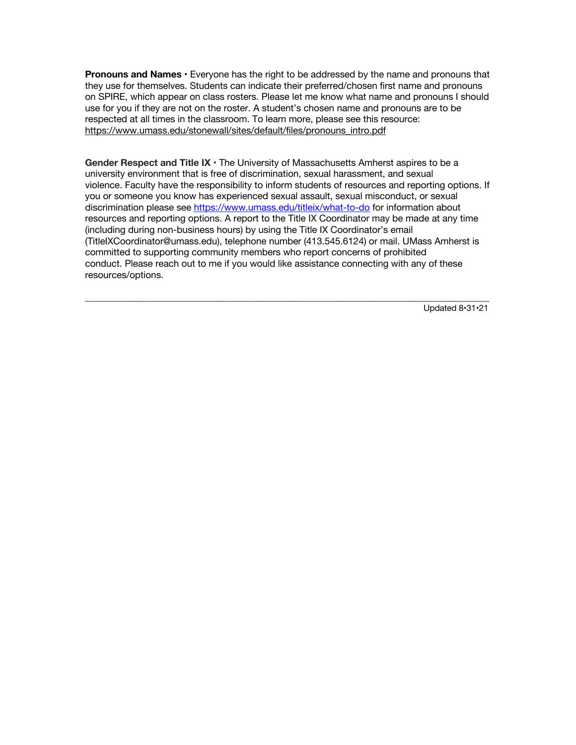**Pronouns and Names** • Everyone has the right to be addressed by the name and pronouns that they use for themselves. Students can indicate their preferred/chosen first name and pronouns on SPIRE, which appear on class rosters. Please let me know what name and pronouns I should use for you if they are not on the roster. A student's chosen name and pronouns are to be respected at all times in the classroom. To learn more, please see this resource: https://www.umass.edu/stonewall/sites/default/files/pronouns_intro.pdf

**Gender Respect and Title IX** • The University of Massachusetts Amherst aspires to be a university environment that is free of discrimination, sexual harassment, and sexual violence. Faculty have the responsibility to inform students of resources and reporting options. If you or someone you know has experienced sexual assault, sexual misconduct, or sexual discrimination please see https://www.umass.edu/titleix/what-to-do for information about resources and reporting options. A report to the Title IX Coordinator may be made at any time (including during non-business hours) by using the Title IX Coordinator's email (TitleIXCoordinator@umass.edu), telephone number (413.545.6124) or mail. UMass Amherst is committed to supporting community members who report concerns of prohibited conduct. Please reach out to me if you would like assistance connecting with any of these resources/options.

---

Updated 8•31•21